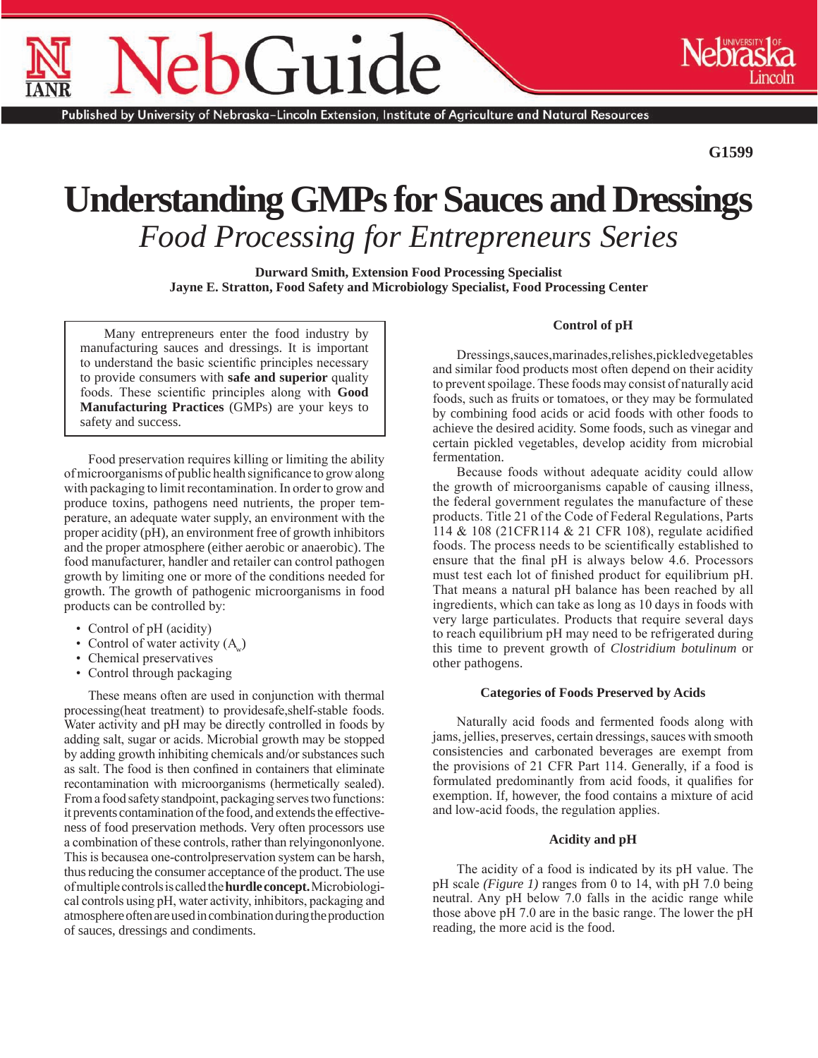G1599

# Understanding GMPs for Sauces and Dressings

## *Food Processing for Entrepreneurs Series*

**Durward Smith, Extension Food Processing Specialist**
**Jayne E. Stratton, Food Safety and Microbiology Specialist, Food Processing Center**

Many entrepreneurs enter the food industry by manufacturing sauces and dressings. It is important to understand the basic scientific principles necessary to provide consumers with **safe and superior** quality foods. These scientific principles along with **Good Manufacturing Practices** (GMPs) are your keys to safety and success.

Food preservation requires killing or limiting the ability of microorganisms of public health significance to grow along with packaging to limit recontamination. In order to grow and produce toxins, pathogens need nutrients, the proper temperature, an adequate water supply, an environment with the proper acidity (pH), an environment free of growth inhibitors and the proper atmosphere (either aerobic or anaerobic). The food manufacturer, handler and retailer can control pathogen growth by limiting one or more of the conditions needed for growth. The growth of pathogenic microorganisms in food products can be controlled by:

- Control of pH (acidity)
- Control of water activity ($A_w$)
- Chemical preservatives
- Control through packaging

These means often are used in conjunction with thermal processing (heat treatment) to provide safe, shelf-stable foods. Water activity and pH may be directly controlled in foods by adding salt, sugar or acids. Microbial growth may be stopped by adding growth inhibiting chemicals and/or substances such as salt. The food is then confined in containers that eliminate recontamination with microorganisms (hermetically sealed). From a food safety standpoint, packaging serves two functions: it prevents contamination of the food, and extends the effectiveness of food preservation methods. Very often processors use a combination of these controls, rather than relying on only one. This is because a one-control preservation system can be harsh, thus reducing the consumer acceptance of the product. The use of multiple controls is called the **hurdle concept.** Microbiological controls using pH, water activity, inhibitors, packaging and atmosphere often are used in combination during the production of sauces, dressings and condiments.

### Control of pH

Dressings, sauces, marinades, relishes, pickled vegetables and similar food products most often depend on their acidity to prevent spoilage. These foods may consist of naturally acid foods, such as fruits or tomatoes, or they may be formulated by combining food acids or acid foods with other foods to achieve the desired acidity. Some foods, such as vinegar and certain pickled vegetables, develop acidity from microbial fermentation.

Because foods without adequate acidity could allow the growth of microorganisms capable of causing illness, the federal government regulates the manufacture of these products. Title 21 of the Code of Federal Regulations, Parts 114 & 108 (21CFR114 & 21 CFR 108), regulate acidified foods. The process needs to be scientifically established to ensure that the final pH is always below 4.6. Processors must test each lot of finished product for equilibrium pH. That means a natural pH balance has been reached by all ingredients, which can take as long as 10 days in foods with very large particulates. Products that require several days to reach equilibrium pH may need to be refrigerated during this time to prevent growth of *Clostridium botulinum* or other pathogens.

### Categories of Foods Preserved by Acids

Naturally acid foods and fermented foods along with jams, jellies, preserves, certain dressings, sauces with smooth consistencies and carbonated beverages are exempt from the provisions of 21 CFR Part 114. Generally, if a food is formulated predominantly from acid foods, it qualifies for exemption. If, however, the food contains a mixture of acid and low-acid foods, the regulation applies.

### Acidity and pH

The acidity of a food is indicated by its pH value. The pH scale *(Figure 1)* ranges from 0 to 14, with pH 7.0 being neutral. Any pH below 7.0 falls in the acidic range while those above pH 7.0 are in the basic range. The lower the pH reading, the more acid is the food.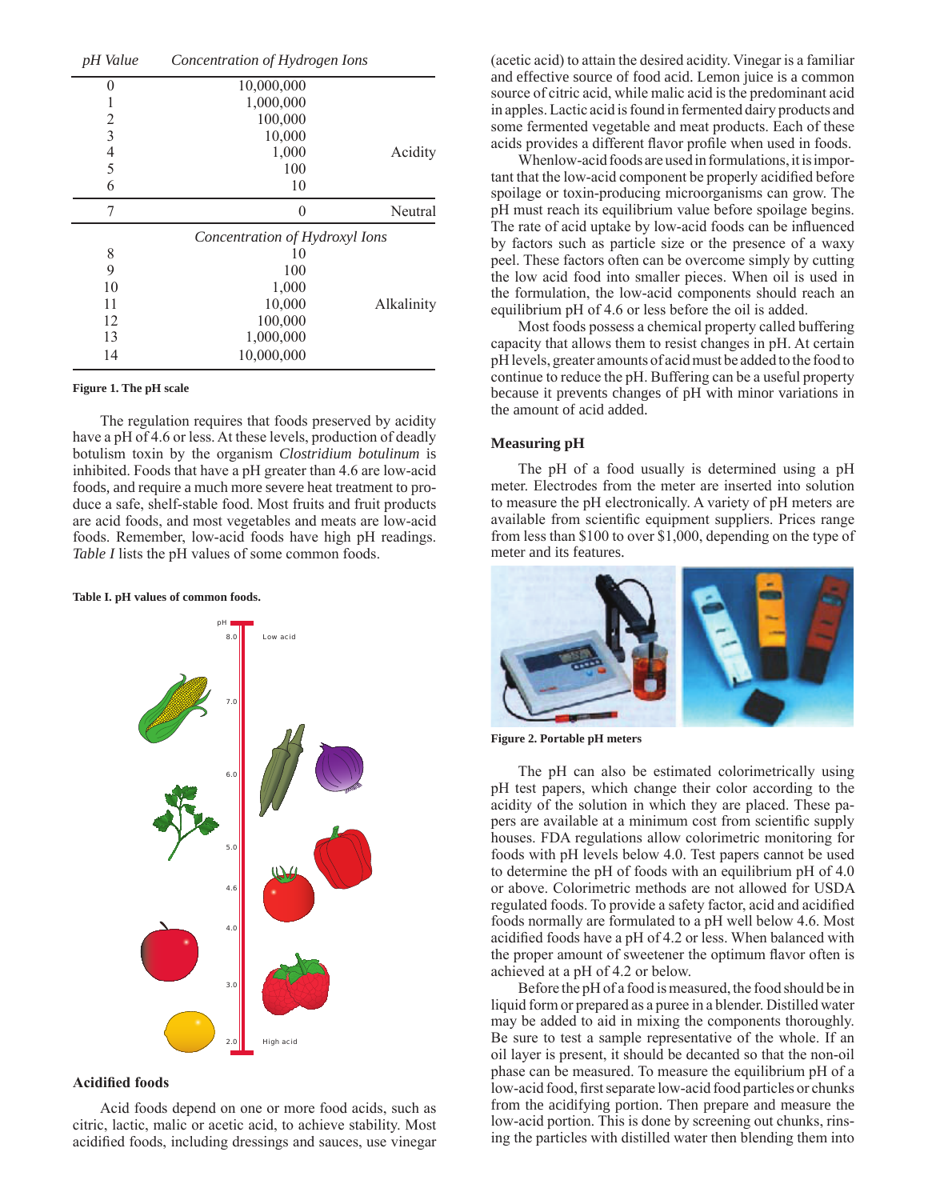| pH Value | Concentration of Hydrogen Ions | |
|---|---|---|
| 0 | 10,000,000 | |
| 1 | 1,000,000 | |
| 2 | 100,000 | |
| 3 | 10,000 | |
| 4 | 1,000 | Acidity |
| 5 | 100 | |
| 6 | 10 | |
| 7 | 0 | Neutral |
| | *Concentration of Hydroxyl Ions* | |
| 8 | 10 | |
| 9 | 100 | |
| 10 | 1,000 | |
| 11 | 10,000 | Alkalinity |
| 12 | 100,000 | |
| 13 | 1,000,000 | |
| 14 | 10,000,000 | |

**Figure 1. The pH scale**

The regulation requires that foods preserved by acidity have a pH of 4.6 or less. At these levels, production of deadly botulism toxin by the organism *Clostridium botulinum* is inhibited. Foods that have a pH greater than 4.6 are low-acid foods, and require a much more severe heat treatment to produce a safe, shelf-stable food. Most fruits and fruit products are acid foods, and most vegetables and meats are low-acid foods. Remember, low-acid foods have high pH readings. *Table I* lists the pH values of some common foods.

**Table I. pH values of common foods.**

## Acidified foods

Acid foods depend on one or more food acids, such as citric, lactic, malic or acetic acid, to achieve stability. Most acidified foods, including dressings and sauces, use vinegar (acetic acid) to attain the desired acidity. Vinegar is a familiar and effective source of food acid. Lemon juice is a common source of citric acid, while malic acid is the predominant acid in apples. Lactic acid is found in fermented dairy products and some fermented vegetable and meat products. Each of these acids provides a different flavor profile when used in foods.

When low-acid foods are used in formulations, it is important that the low-acid component be properly acidified before spoilage or toxin-producing microorganisms can grow. The pH must reach its equilibrium value before spoilage begins. The rate of acid uptake by low-acid foods can be influenced by factors such as particle size or the presence of a waxy peel. These factors often can be overcome simply by cutting the low acid food into smaller pieces. When oil is used in the formulation, the low-acid components should reach an equilibrium pH of 4.6 or less before the oil is added.

Most foods possess a chemical property called buffering capacity that allows them to resist changes in pH. At certain pH levels, greater amounts of acid must be added to the food to continue to reduce the pH. Buffering can be a useful property because it prevents changes of pH with minor variations in the amount of acid added.

## Measuring pH

The pH of a food usually is determined using a pH meter. Electrodes from the meter are inserted into solution to measure the pH electronically. A variety of pH meters are available from scientific equipment suppliers. Prices range from less than $100 to over $1,000, depending on the type of meter and its features.

**Figure 2. Portable pH meters**

The pH can also be estimated colorimetrically using pH test papers, which change their color according to the acidity of the solution in which they are placed. These papers are available at a minimum cost from scientific supply houses. FDA regulations allow colorimetric monitoring for foods with pH levels below 4.0. Test papers cannot be used to determine the pH of foods with an equilibrium pH of 4.0 or above. Colorimetric methods are not allowed for USDA regulated foods. To provide a safety factor, acid and acidified foods normally are formulated to a pH well below 4.6. Most acidified foods have a pH of 4.2 or less. When balanced with the proper amount of sweetener the optimum flavor often is achieved at a pH of 4.2 or below.

Before the pH of a food is measured, the food should be in liquid form or prepared as a puree in a blender. Distilled water may be added to aid in mixing the components thoroughly. Be sure to test a sample representative of the whole. If an oil layer is present, it should be decanted so that the non-oil phase can be measured. To measure the equilibrium pH of a low-acid food, first separate low-acid food particles or chunks from the acidifying portion. Then prepare and measure the low-acid portion. This is done by screening out chunks, rinsing the particles with distilled water then blending them into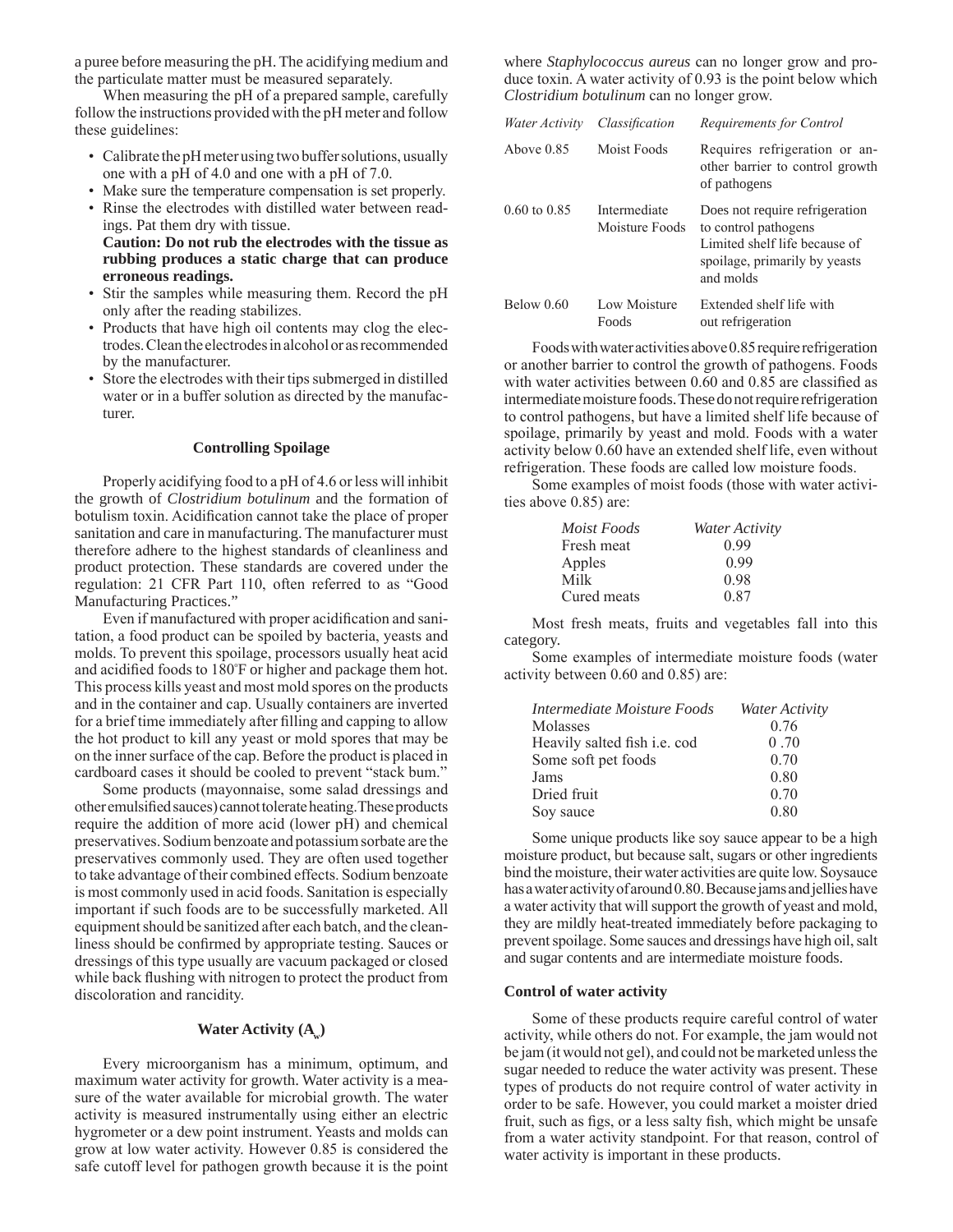a puree before measuring the pH. The acidifying medium and the particulate matter must be measured separately.

When measuring the pH of a prepared sample, carefully follow the instructions provided with the pH meter and follow these guidelines:

- Calibrate the pH meter using two buffer solutions, usually one with a pH of 4.0 and one with a pH of 7.0.
- Make sure the temperature compensation is set properly.
- Rinse the electrodes with distilled water between readings. Pat them dry with tissue.
  **Caution: Do not rub the electrodes with the tissue as rubbing produces a static charge that can produce erroneous readings.**
- Stir the samples while measuring them. Record the pH only after the reading stabilizes.
- Products that have high oil contents may clog the electrodes. Clean the electrodes in alcohol or as recommended by the manufacturer.
- Store the electrodes with their tips submerged in distilled water or in a buffer solution as directed by the manufacturer.

### Controlling Spoilage

Properly acidifying food to a pH of 4.6 or less will inhibit the growth of *Clostridium botulinum* and the formation of botulism toxin. Acidification cannot take the place of proper sanitation and care in manufacturing. The manufacturer must therefore adhere to the highest standards of cleanliness and product protection. These standards are covered under the regulation: 21 CFR Part 110, often referred to as "Good Manufacturing Practices."

Even if manufactured with proper acidification and sanitation, a food product can be spoiled by bacteria, yeasts and molds. To prevent this spoilage, processors usually heat acid and acidified foods to 180°F or higher and package them hot. This process kills yeast and most mold spores on the products and in the container and cap. Usually containers are inverted for a brief time immediately after filling and capping to allow the hot product to kill any yeast or mold spores that may be on the inner surface of the cap. Before the product is placed in cardboard cases it should be cooled to prevent "stack burn."

Some products (mayonnaise, some salad dressings and other emulsified sauces) cannot tolerate heating. These products require the addition of more acid (lower pH) and chemical preservatives. Sodium benzoate and potassium sorbate are the preservatives commonly used. They are often used together to take advantage of their combined effects. Sodium benzoate is most commonly used in acid foods. Sanitation is especially important if such foods are to be successfully marketed. All equipment should be sanitized after each batch, and the cleanliness should be confirmed by appropriate testing. Sauces or dressings of this type usually are vacuum packaged or closed while back flushing with nitrogen to protect the product from discoloration and rancidity.

### Water Activity ($A_w$)

Every microorganism has a minimum, optimum, and maximum water activity for growth. Water activity is a measure of the water available for microbial growth. The water activity is measured instrumentally using either an electric hygrometer or a dew point instrument. Yeasts and molds can grow at low water activity. However 0.85 is considered the safe cutoff level for pathogen growth because it is the point where *Staphylococcus aureus* can no longer grow and produce toxin. A water activity of 0.93 is the point below which *Clostridium botulinum* can no longer grow.

| *Water Activity* | *Classification* | *Requirements for Control* |
|---|---|---|
| Above 0.85 | Moist Foods | Requires refrigeration or another barrier to control growth of pathogens |
| 0.60 to 0.85 | Intermediate Moisture Foods | Does not require refrigeration to control pathogens Limited shelf life because of spoilage, primarily by yeasts and molds |
| Below 0.60 | Low Moisture Foods | Extended shelf life with out refrigeration |

Foods with water activities above 0.85 require refrigeration or another barrier to control the growth of pathogens. Foods with water activities between 0.60 and 0.85 are classified as intermediate moisture foods. These do not require refrigeration to control pathogens, but have a limited shelf life because of spoilage, primarily by yeast and mold. Foods with a water activity below 0.60 have an extended shelf life, even without refrigeration. These foods are called low moisture foods.

Some examples of moist foods (those with water activities above 0.85) are:

| *Moist Foods* | *Water Activity* |
|---|---|
| Fresh meat | 0.99 |
| Apples | 0.99 |
| Milk | 0.98 |
| Cured meats | 0.87 |

Most fresh meats, fruits and vegetables fall into this category.

Some examples of intermediate moisture foods (water activity between 0.60 and 0.85) are:

| *Intermediate Moisture Foods* | *Water Activity* |
|---|---|
| Molasses | 0.76 |
| Heavily salted fish i.e. cod | 0 .70 |
| Some soft pet foods | 0.70 |
| Jams | 0.80 |
| Dried fruit | 0.70 |
| Soy sauce | 0.80 |

Some unique products like soy sauce appear to be a high moisture product, but because salt, sugars or other ingredients bind the moisture, their water activities are quite low. Soysauce has a water activity of around 0.80. Because jams and jellies have a water activity that will support the growth of yeast and mold, they are mildly heat-treated immediately before packaging to prevent spoilage. Some sauces and dressings have high oil, salt and sugar contents and are intermediate moisture foods.

#### Control of water activity

Some of these products require careful control of water activity, while others do not. For example, the jam would not be jam (it would not gel), and could not be marketed unless the sugar needed to reduce the water activity was present. These types of products do not require control of water activity in order to be safe. However, you could market a moister dried fruit, such as figs, or a less salty fish, which might be unsafe from a water activity standpoint. For that reason, control of water activity is important in these products.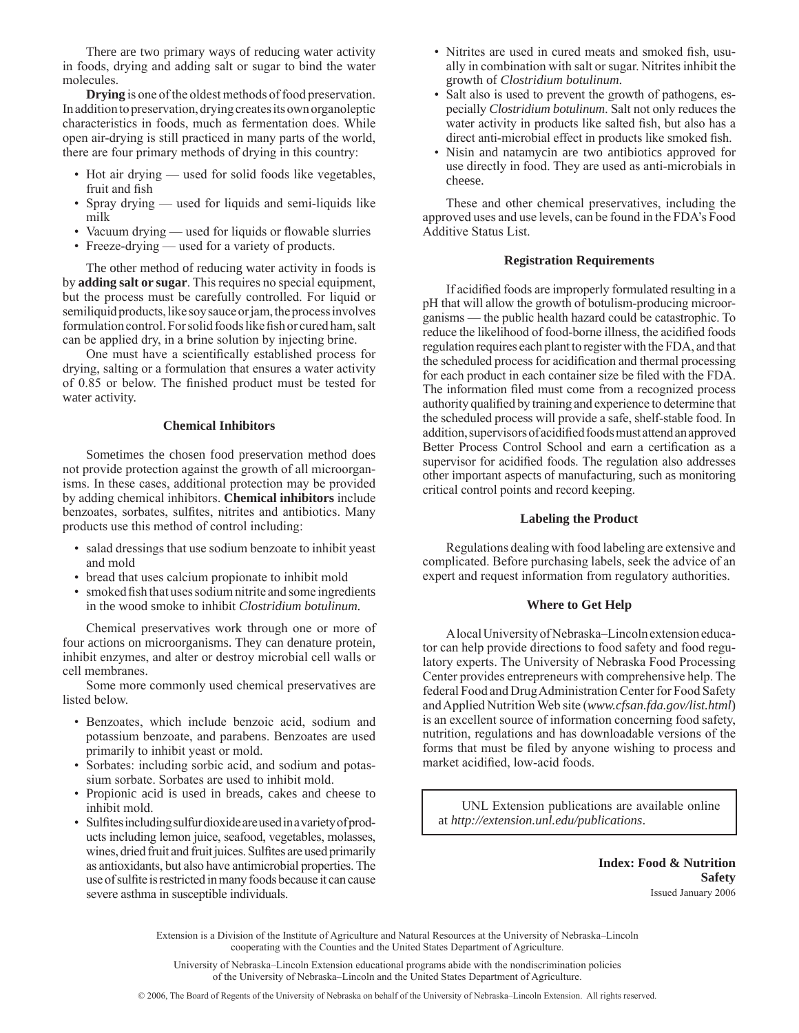There are two primary ways of reducing water activity in foods, drying and adding salt or sugar to bind the water molecules.

**Drying** is one of the oldest methods of food preservation. In addition to preservation, drying creates its own organoleptic characteristics in foods, much as fermentation does. While open air-drying is still practiced in many parts of the world, there are four primary methods of drying in this country:

- Hot air drying — used for solid foods like vegetables, fruit and fish
- Spray drying — used for liquids and semi-liquids like milk
- Vacuum drying — used for liquids or flowable slurries
- Freeze-drying — used for a variety of products.

The other method of reducing water activity in foods is by **adding salt or sugar**. This requires no special equipment, but the process must be carefully controlled. For liquid or semiliquid products, like soy sauce or jam, the process involves formulation control. For solid foods like fish or cured ham, salt can be applied dry, in a brine solution by injecting brine.

One must have a scientifically established process for drying, salting or a formulation that ensures a water activity of 0.85 or below. The finished product must be tested for water activity.

### Chemical Inhibitors

Sometimes the chosen food preservation method does not provide protection against the growth of all microorganisms. In these cases, additional protection may be provided by adding chemical inhibitors. **Chemical inhibitors** include benzoates, sorbates, sulfites, nitrites and antibiotics. Many products use this method of control including:

- salad dressings that use sodium benzoate to inhibit yeast and mold
- bread that uses calcium propionate to inhibit mold
- smoked fish that uses sodium nitrite and some ingredients in the wood smoke to inhibit *Clostridium botulinum.*

Chemical preservatives work through one or more of four actions on microorganisms. They can denature protein, inhibit enzymes, and alter or destroy microbial cell walls or cell membranes.

Some more commonly used chemical preservatives are listed below.

- Benzoates, which include benzoic acid, sodium and potassium benzoate, and parabens. Benzoates are used primarily to inhibit yeast or mold.
- Sorbates: including sorbic acid, and sodium and potassium sorbate. Sorbates are used to inhibit mold.
- Propionic acid is used in breads, cakes and cheese to inhibit mold.
- Sulfites including sulfur dioxide are used in a variety of products including lemon juice, seafood, vegetables, molasses, wines, dried fruit and fruit juices. Sulfites are used primarily as antioxidants, but also have antimicrobial properties. The use of sulfite is restricted in many foods because it can cause severe asthma in susceptible individuals.
- Nitrites are used in cured meats and smoked fish, usually in combination with salt or sugar. Nitrites inhibit the growth of *Clostridium botulinum.*
- Salt also is used to prevent the growth of pathogens, especially *Clostridium botulinum*. Salt not only reduces the water activity in products like salted fish, but also has a direct anti-microbial effect in products like smoked fish.
- Nisin and natamycin are two antibiotics approved for use directly in food. They are used as anti-microbials in cheese.

These and other chemical preservatives, including the approved uses and use levels, can be found in the FDA's Food Additive Status List.

### Registration Requirements

If acidified foods are improperly formulated resulting in a pH that will allow the growth of botulism-producing microorganisms — the public health hazard could be catastrophic. To reduce the likelihood of food-borne illness, the acidified foods regulation requires each plant to register with the FDA, and that the scheduled process for acidification and thermal processing for each product in each container size be filed with the FDA. The information filed must come from a recognized process authority qualified by training and experience to determine that the scheduled process will provide a safe, shelf-stable food. In addition, supervisors of acidified foods must attend an approved Better Process Control School and earn a certification as a supervisor for acidified foods. The regulation also addresses other important aspects of manufacturing, such as monitoring critical control points and record keeping.

### Labeling the Product

Regulations dealing with food labeling are extensive and complicated. Before purchasing labels, seek the advice of an expert and request information from regulatory authorities.

### Where to Get Help

A local University of Nebraska–Lincoln extension educator can help provide directions to food safety and food regulatory experts. The University of Nebraska Food Processing Center provides entrepreneurs with comprehensive help. The federal Food and Drug Administration Center for Food Safety and Applied Nutrition Web site (*www.cfsan.fda.gov/list.html*) is an excellent source of information concerning food safety, nutrition, regulations and has downloadable versions of the forms that must be filed by anyone wishing to process and market acidified, low-acid foods.

UNL Extension publications are available online at *http://extension.unl.edu/publications*.

**Index: Food & Nutrition**
**Safety**
Issued January 2006

Extension is a Division of the Institute of Agriculture and Natural Resources at the University of Nebraska–Lincoln cooperating with the Counties and the United States Department of Agriculture.

University of Nebraska–Lincoln Extension educational programs abide with the nondiscrimination policies of the University of Nebraska–Lincoln and the United States Department of Agriculture.

© 2006, The Board of Regents of the University of Nebraska on behalf of the University of Nebraska–Lincoln Extension. All rights reserved.